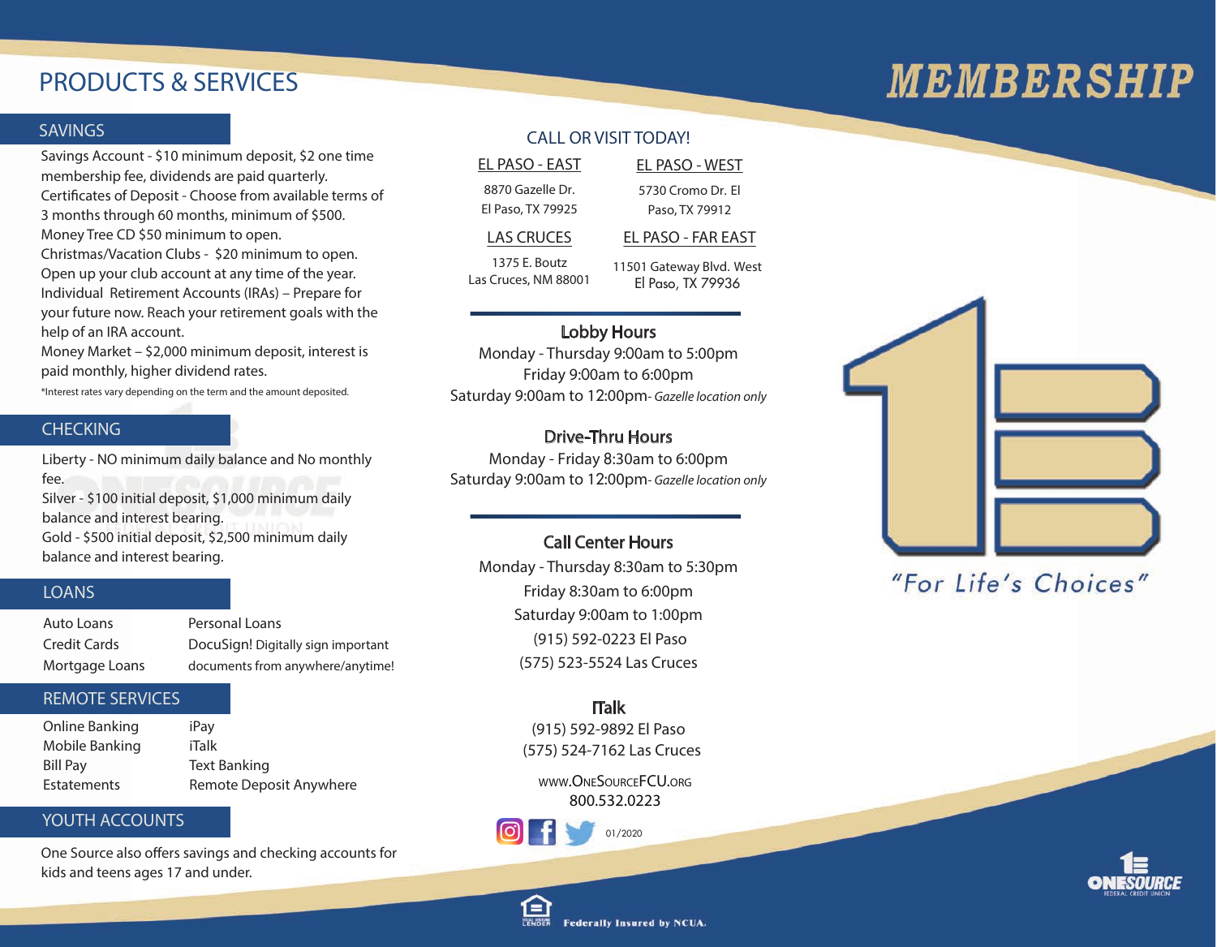# PRODUCTS & SERVICES

## SAVINGS

Savings Account - $10 minimum deposit, $2 one time membership fee, dividends are paid quarterly.
Certificates of Deposit - Choose from available terms of 3 months through 60 months, minimum of $500.
Money Tree CD $50 minimum to open.
Christmas/Vacation Clubs - $20 minimum to open. Open up your club account at any time of the year.
Individual Retirement Accounts (IRAs) – Prepare for your future now. Reach your retirement goals with the help of an IRA account.
Money Market – $2,000 minimum deposit, interest is paid monthly, higher dividend rates.

*Interest rates vary depending on the term and the amount deposited.

## CHECKING

Liberty - NO minimum daily balance and No monthly fee.
Silver - $100 initial deposit, $1,000 minimum daily balance and interest bearing.
Gold - $500 initial deposit, $2,500 minimum daily balance and interest bearing.

## LOANS

- Auto Loans
- Credit Cards
- Mortgage Loans
- Personal Loans
- DocuSign! Digitally sign important documents from anywhere/anytime!

## REMOTE SERVICES

- Online Banking
- Mobile Banking
- Bill Pay
- Estatements
- iPay
- iTalk
- Text Banking
- Remote Deposit Anywhere

## YOUTH ACCOUNTS

One Source also offers savings and checking accounts for kids and teens ages 17 and under.

## CALL OR VISIT TODAY!

**EL PASO - EAST**
8870 Gazelle Dr.
El Paso, TX 79925

**EL PASO - WEST**
5730 Cromo Dr. El Paso, TX 79912

**LAS CRUCES**
1375 E. Boutz
Las Cruces, NM 88001

**EL PASO - FAR EAST**
11501 Gateway Blvd. West
El Paso, TX 79936

### Lobby Hours

Monday - Thursday 9:00am to 5:00pm
Friday 9:00am to 6:00pm
Saturday 9:00am to 12:00pm- *Gazelle location only*

### Drive-Thru Hours

Monday - Friday 8:30am to 6:00pm
Saturday 9:00am to 12:00pm- *Gazelle location only*

### Call Center Hours

Monday - Thursday 8:30am to 5:30pm
Friday 8:30am to 6:00pm
Saturday 9:00am to 1:00pm
(915) 592-0223 El Paso
(575) 523-5524 Las Cruces

### ITalk

(915) 592-9892 El Paso
(575) 524-7162 Las Cruces

www.OneSourceFCU.org
800.532.0223

01/2020

Federally Insured by NCUA.

# MEMBERSHIP

"For Life's Choices"

ONESOURCE FEDERAL CREDIT UNION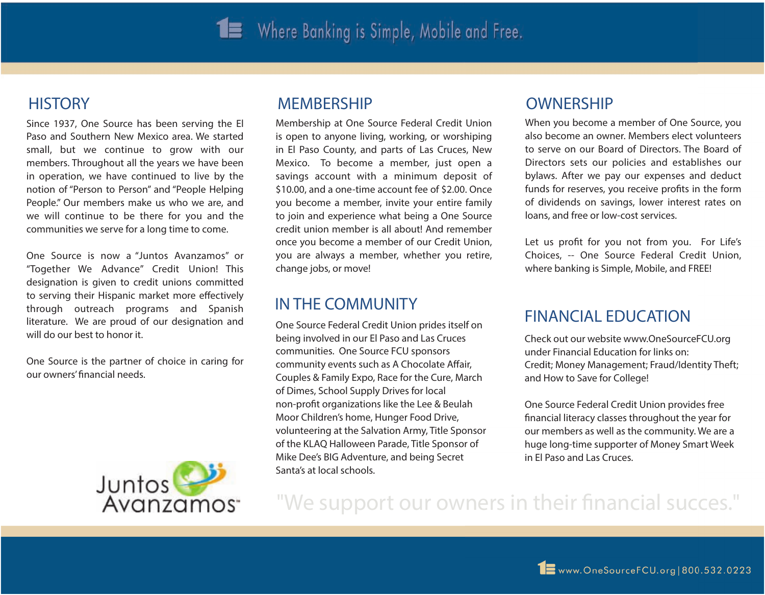Where Banking is Simple, Mobile and Free.

## HISTORY

Since 1937, One Source has been serving the El Paso and Southern New Mexico area. We started small, but we continue to grow with our members. Throughout all the years we have been in operation, we have continued to live by the notion of "Person to Person" and "People Helping People." Our members make us who we are, and we will continue to be there for you and the communities we serve for a long time to come.

One Source is now a "Juntos Avanzamos" or "Together We Advance" Credit Union! This designation is given to credit unions committed to serving their Hispanic market more effectively through outreach programs and Spanish literature. We are proud of our designation and will do our best to honor it.

One Source is the partner of choice in caring for our owners' financial needs.

Juntos Avanzamos

## MEMBERSHIP

Membership at One Source Federal Credit Union is open to anyone living, working, or worshiping in El Paso County, and parts of Las Cruces, New Mexico. To become a member, just open a savings account with a minimum deposit of $10.00, and a one-time account fee of $2.00. Once you become a member, invite your entire family to join and experience what being a One Source credit union member is all about! And remember once you become a member of our Credit Union, you are always a member, whether you retire, change jobs, or move!

## IN THE COMMUNITY

One Source Federal Credit Union prides itself on being involved in our El Paso and Las Cruces communities. One Source FCU sponsors community events such as A Chocolate Affair, Couples & Family Expo, Race for the Cure, March of Dimes, School Supply Drives for local non-profit organizations like the Lee & Beulah Moor Children's home, Hunger Food Drive, volunteering at the Salvation Army, Title Sponsor of the KLAQ Halloween Parade, Title Sponsor of Mike Dee's BIG Adventure, and being Secret Santa's at local schools.

## OWNERSHIP

When you become a member of One Source, you also become an owner. Members elect volunteers to serve on our Board of Directors. The Board of Directors sets our policies and establishes our bylaws. After we pay our expenses and deduct funds for reserves, you receive profits in the form of dividends on savings, lower interest rates on loans, and free or low-cost services.

Let us profit for you not from you. For Life's Choices, -- One Source Federal Credit Union, where banking is Simple, Mobile, and FREE!

## FINANCIAL EDUCATION

Check out our website www.OneSourceFCU.org under Financial Education for links on:
Credit; Money Management; Fraud/Identity Theft; and How to Save for College!

One Source Federal Credit Union provides free financial literacy classes throughout the year for our members as well as the community. We are a huge long-time supporter of Money Smart Week in El Paso and Las Cruces.

"We support our owners in their financial succes."

www.OneSourceFCU.org | 800.532.0223